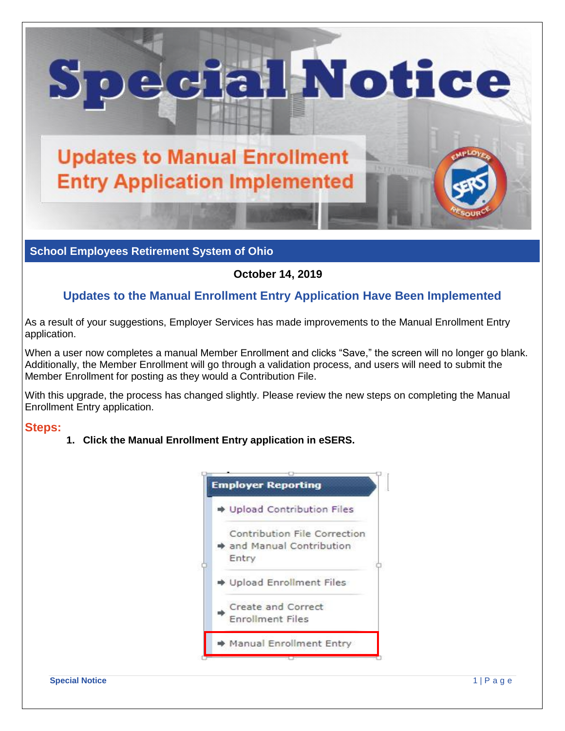# Special Notice

## Updates to Manual Enrollment Entry Application Implemented

**School Employees Retirement System of Ohio**

**October 14, 2019**

## Updates to the Manual Enrollment Entry Application Have Been Implemented

As a result of your suggestions, Employer Services has made improvements to the Manual Enrollment Entry application.

When a user now completes a manual Member Enrollment and clicks "Save," the screen will no longer go blank. Additionally, the Member Enrollment will go through a validation process, and users will need to submit the Member Enrollment for posting as they would a Contribution File.

With this upgrade, the process has changed slightly. Please review the new steps on completing the Manual Enrollment Entry application.

### Steps:

1. **Click the Manual Enrollment Entry application in eSERS.**

**Employer Reporting**

- Upload Contribution Files
- Contribution File Correction and Manual Contribution Entry
- Upload Enrollment Files
- Create and Correct Enrollment Files
- Manual Enrollment Entry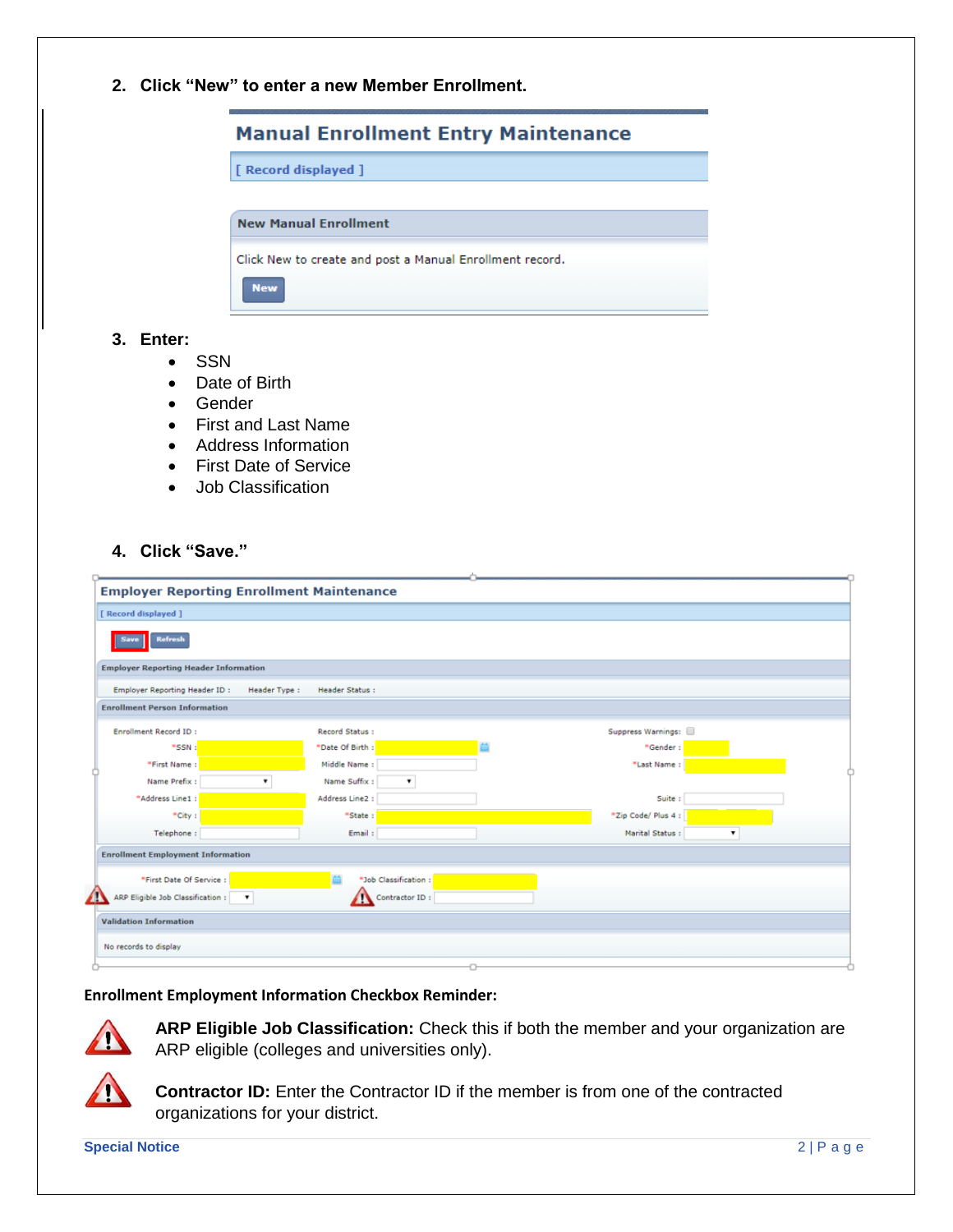2. **Click “New” to enter a new Member Enrollment.**

Manual Enrollment Entry Maintenance

[ Record displayed ]

New Manual Enrollment

Click New to create and post a Manual Enrollment record.

New

3. **Enter:**
   - SSN
   - Date of Birth
   - Gender
   - First and Last Name
   - Address Information
   - First Date of Service
   - Job Classification

4. **Click “Save.”**

Employer Reporting Enrollment Maintenance

[ Record displayed ]

Save Refresh

Employer Reporting Header Information

Employer Reporting Header ID : Header Type : Header Status :

Enrollment Person Information

Enrollment Record ID : Record Status : Suppress Warnings:

*SSN : *Date Of Birth : *Gender :

*First Name : Middle Name : *Last Name :

Name Prefix : Name Suffix :

*Address Line1 : Address Line2 : Suite :

*City : *State : *Zip Code/ Plus 4 :

Telephone : Email : Marital Status :

Enrollment Employment Information

*First Date Of Service : *Job Classification :

ARP Eligible Job Classification : Contractor ID :

Validation Information

No records to display

**Enrollment Employment Information Checkbox Reminder:**

**ARP Eligible Job Classification:** Check this if both the member and your organization are ARP eligible (colleges and universities only).

**Contractor ID:** Enter the Contractor ID if the member is from one of the contracted organizations for your district.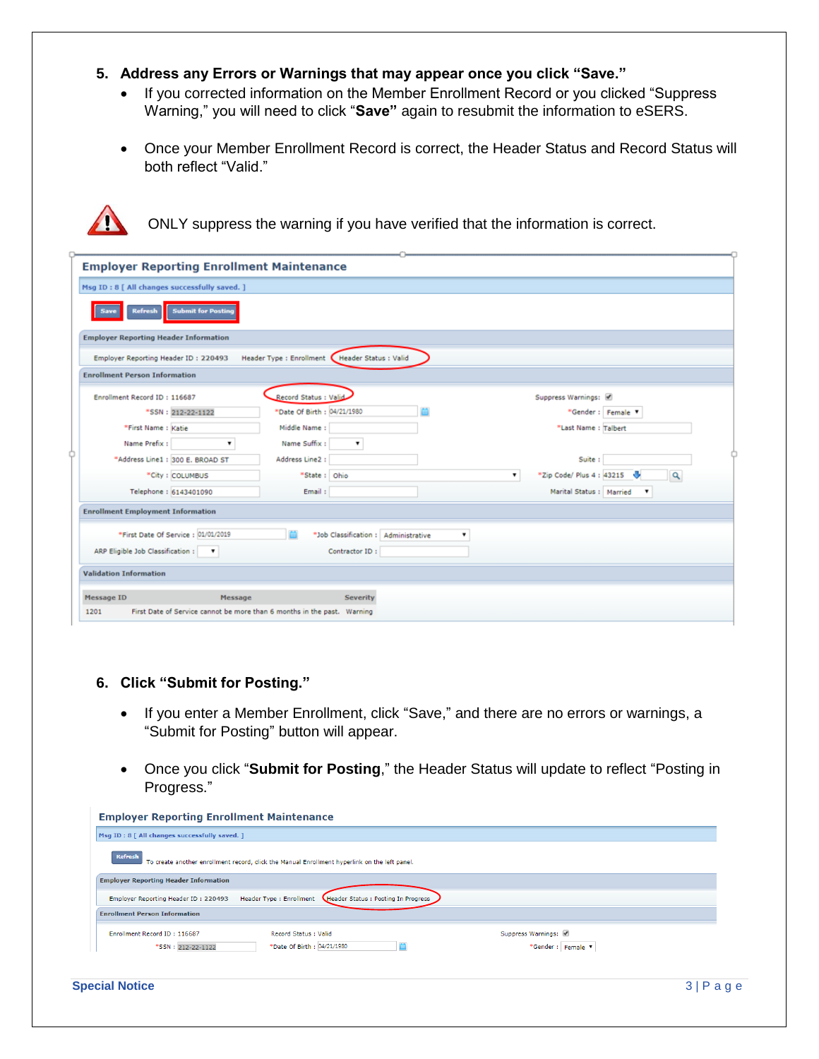5. **Address any Errors or Warnings that may appear once you click "Save."**
   - If you corrected information on the Member Enrollment Record or you clicked "Suppress Warning," you will need to click "**Save"** again to resubmit the information to eSERS.
   - Once your Member Enrollment Record is correct, the Header Status and Record Status will both reflect "Valid."

ONLY suppress the warning if you have verified that the information is correct.

6. **Click "Submit for Posting."**
   - If you enter a Member Enrollment, click "Save," and there are no errors or warnings, a "Submit for Posting" button will appear.
   - Once you click "**Submit for Posting**," the Header Status will update to reflect "Posting in Progress."

**Special Notice**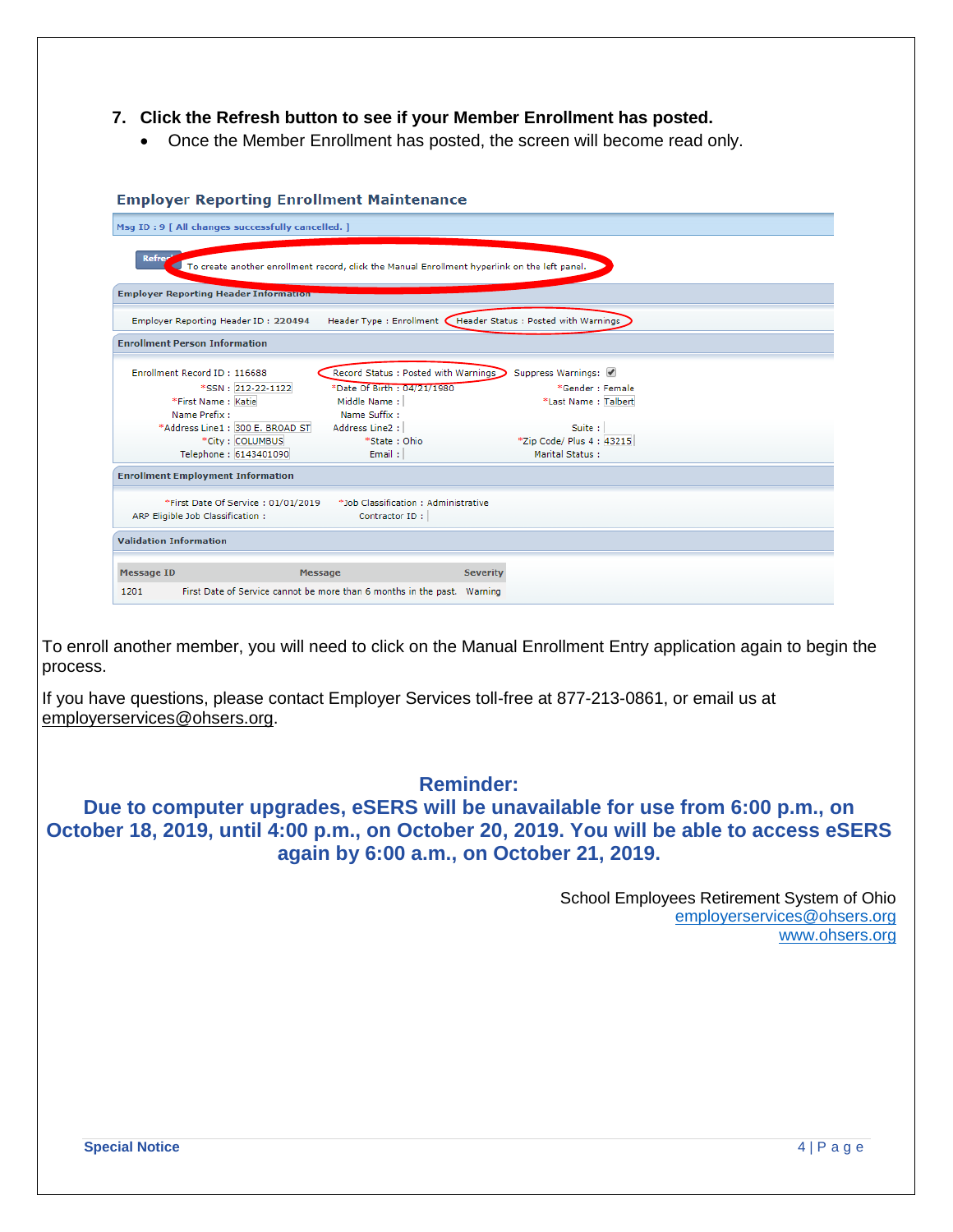7. **Click the Refresh button to see if your Member Enrollment has posted.**
   - Once the Member Enrollment has posted, the screen will become read only.

**Employer Reporting Enrollment Maintenance**

Msg ID : 9 [ All changes successfully cancelled. ]

Refresh

To create another enrollment record, click the Manual Enrollment hyperlink on the left panel.

**Employer Reporting Header Information**

Employer Reporting Header ID : 220494    Header Type : Enrollment    Header Status : Posted with Warnings

**Enrollment Person Information**

Enrollment Record ID : 116688    Record Status : Posted with Warnings    Suppress Warnings: ☑

*SSN : 212-22-1122    *Date Of Birth : 04/21/1980    *Gender : Female

*First Name : Katie    Middle Name :    *Last Name : Talbert

Name Prefix :    Name Suffix :

*Address Line1 : 300 E. BROAD ST    Address Line2 :    Suite :

*City : COLUMBUS    *State : Ohio    *Zip Code/ Plus 4 : 43215

Telephone : 6143401090    Email :    Marital Status :

**Enrollment Employment Information**

*First Date Of Service : 01/01/2019    *Job Classification : Administrative

ARP Eligible Job Classification :    Contractor ID :

**Validation Information**

| Message ID | Message | Severity |
|---|---|---|
| 1201 | First Date of Service cannot be more than 6 months in the past. | Warning |

To enroll another member, you will need to click on the Manual Enrollment Entry application again to begin the process.

If you have questions, please contact Employer Services toll-free at 877-213-0861, or email us at employerservices@ohsers.org.

**Reminder:**
**Due to computer upgrades, eSERS will be unavailable for use from 6:00 p.m., on October 18, 2019, until 4:00 p.m., on October 20, 2019. You will be able to access eSERS again by 6:00 a.m., on October 21, 2019.**

School Employees Retirement System of Ohio
employerservices@ohsers.org
www.ohsers.org